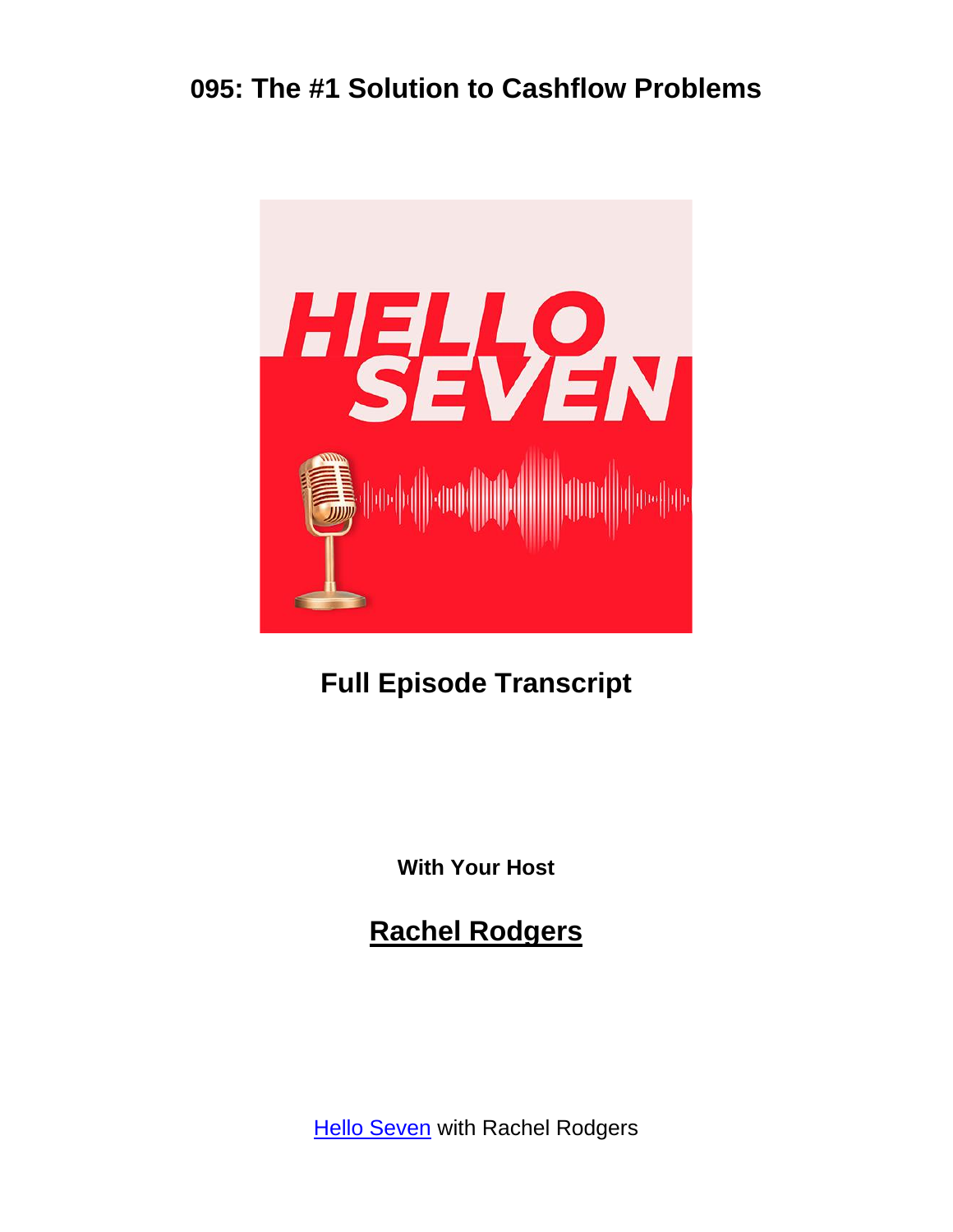# 095: The #1 Solution to Cashflow Problems

## Full Episode Transcript

**With Your Host**

## Rachel Rodgers

Hello Seven with Rachel Rodgers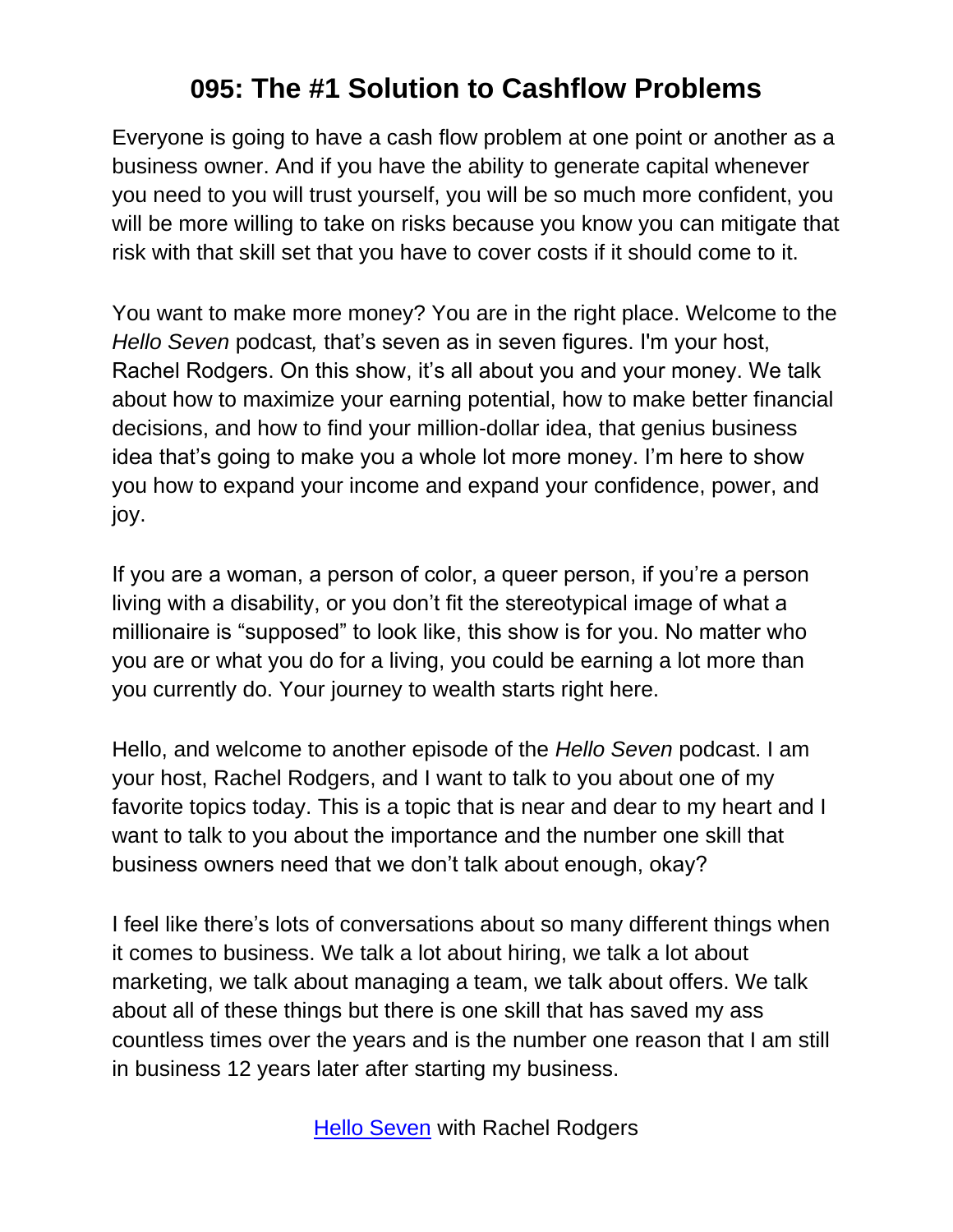# 095: The #1 Solution to Cashflow Problems

Everyone is going to have a cash flow problem at one point or another as a business owner. And if you have the ability to generate capital whenever you need to you will trust yourself, you will be so much more confident, you will be more willing to take on risks because you know you can mitigate that risk with that skill set that you have to cover costs if it should come to it.

You want to make more money? You are in the right place. Welcome to the *Hello Seven* podcast*,* that's seven as in seven figures. I'm your host, Rachel Rodgers. On this show, it's all about you and your money. We talk about how to maximize your earning potential, how to make better financial decisions, and how to find your million-dollar idea, that genius business idea that's going to make you a whole lot more money. I'm here to show you how to expand your income and expand your confidence, power, and joy.

If you are a woman, a person of color, a queer person, if you're a person living with a disability, or you don't fit the stereotypical image of what a millionaire is "supposed" to look like, this show is for you. No matter who you are or what you do for a living, you could be earning a lot more than you currently do. Your journey to wealth starts right here.

Hello, and welcome to another episode of the *Hello Seven* podcast. I am your host, Rachel Rodgers, and I want to talk to you about one of my favorite topics today. This is a topic that is near and dear to my heart and I want to talk to you about the importance and the number one skill that business owners need that we don't talk about enough, okay?

I feel like there's lots of conversations about so many different things when it comes to business. We talk a lot about hiring, we talk a lot about marketing, we talk about managing a team, we talk about offers. We talk about all of these things but there is one skill that has saved my ass countless times over the years and is the number one reason that I am still in business 12 years later after starting my business.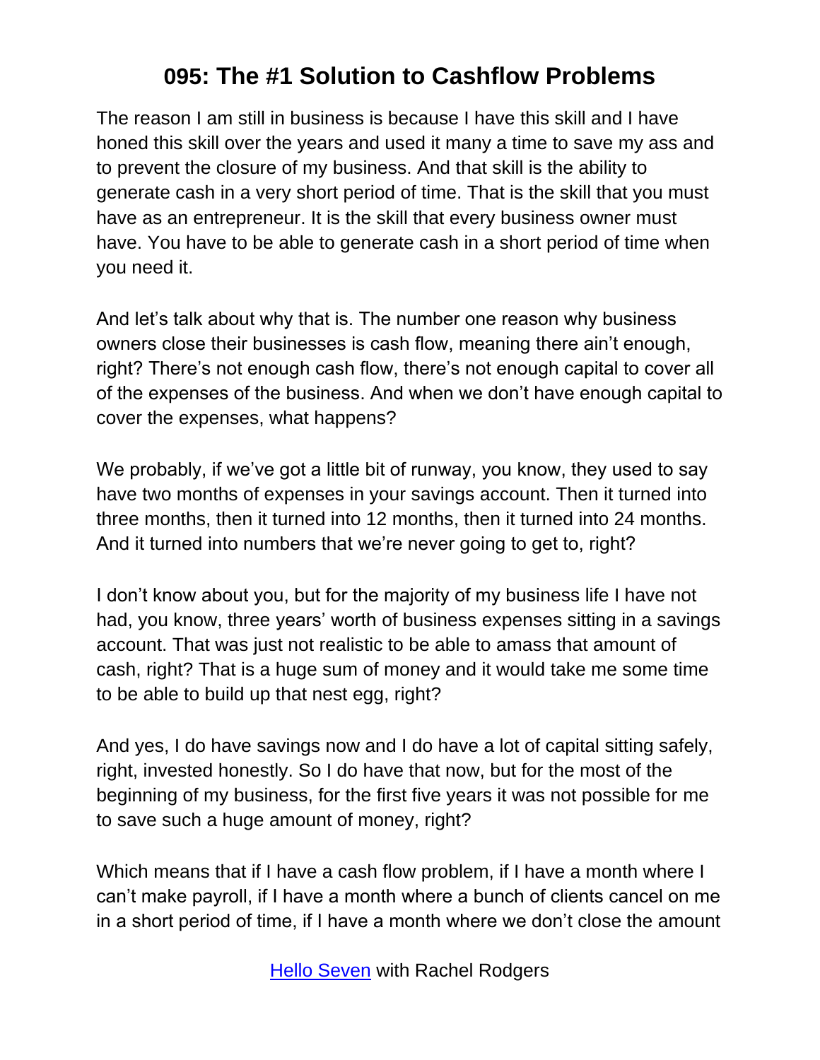# 095: The #1 Solution to Cashflow Problems

The reason I am still in business is because I have this skill and I have honed this skill over the years and used it many a time to save my ass and to prevent the closure of my business. And that skill is the ability to generate cash in a very short period of time. That is the skill that you must have as an entrepreneur. It is the skill that every business owner must have. You have to be able to generate cash in a short period of time when you need it.

And let's talk about why that is. The number one reason why business owners close their businesses is cash flow, meaning there ain't enough, right? There's not enough cash flow, there's not enough capital to cover all of the expenses of the business. And when we don't have enough capital to cover the expenses, what happens?

We probably, if we've got a little bit of runway, you know, they used to say have two months of expenses in your savings account. Then it turned into three months, then it turned into 12 months, then it turned into 24 months. And it turned into numbers that we're never going to get to, right?

I don't know about you, but for the majority of my business life I have not had, you know, three years' worth of business expenses sitting in a savings account. That was just not realistic to be able to amass that amount of cash, right? That is a huge sum of money and it would take me some time to be able to build up that nest egg, right?

And yes, I do have savings now and I do have a lot of capital sitting safely, right, invested honestly. So I do have that now, but for the most of the beginning of my business, for the first five years it was not possible for me to save such a huge amount of money, right?

Which means that if I have a cash flow problem, if I have a month where I can't make payroll, if I have a month where a bunch of clients cancel on me in a short period of time, if I have a month where we don't close the amount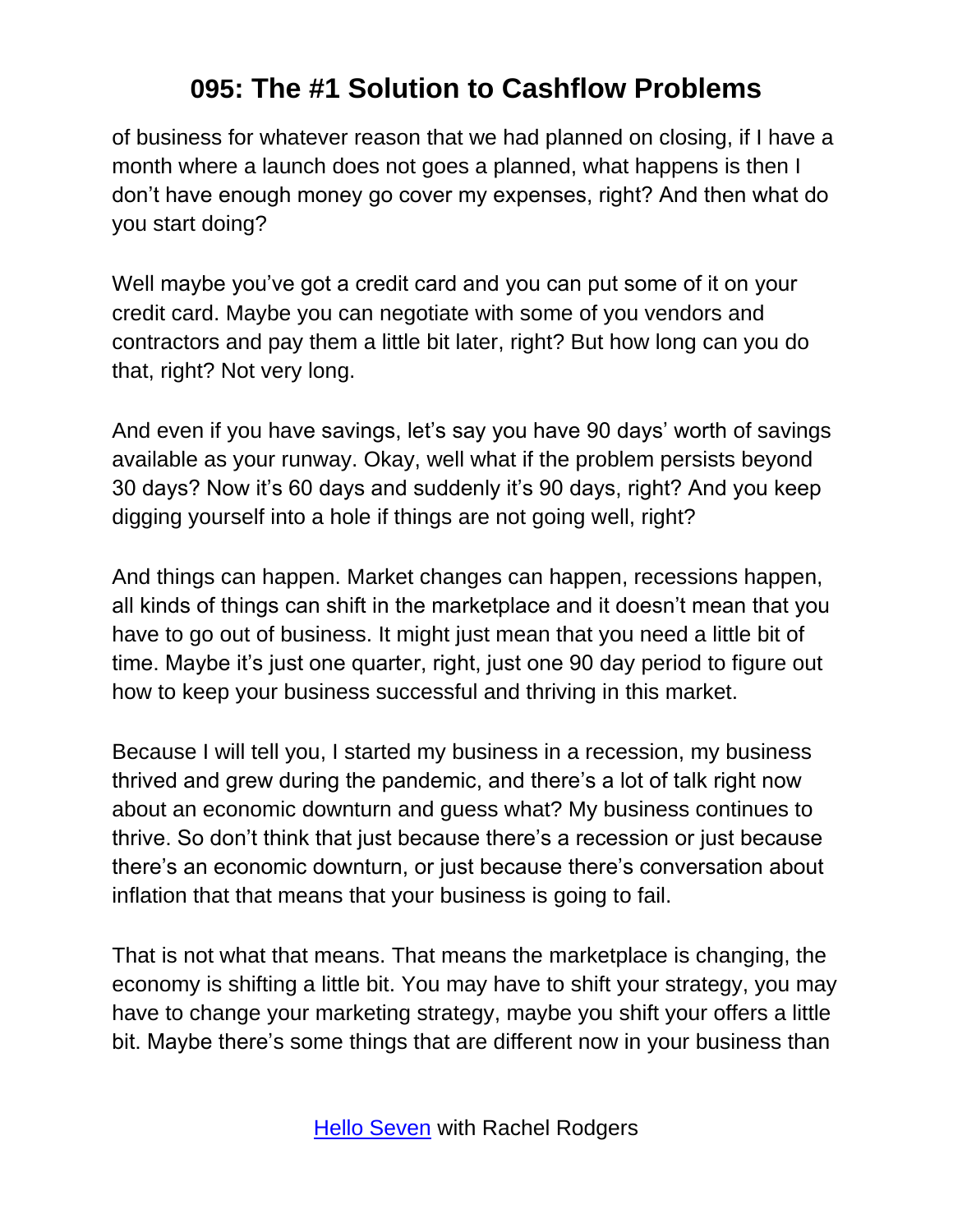of business for whatever reason that we had planned on closing, if I have a month where a launch does not goes a planned, what happens is then I don't have enough money go cover my expenses, right? And then what do you start doing?

Well maybe you've got a credit card and you can put some of it on your credit card. Maybe you can negotiate with some of you vendors and contractors and pay them a little bit later, right? But how long can you do that, right? Not very long.

And even if you have savings, let's say you have 90 days' worth of savings available as your runway. Okay, well what if the problem persists beyond 30 days? Now it's 60 days and suddenly it's 90 days, right? And you keep digging yourself into a hole if things are not going well, right?

And things can happen. Market changes can happen, recessions happen, all kinds of things can shift in the marketplace and it doesn't mean that you have to go out of business. It might just mean that you need a little bit of time. Maybe it's just one quarter, right, just one 90 day period to figure out how to keep your business successful and thriving in this market.

Because I will tell you, I started my business in a recession, my business thrived and grew during the pandemic, and there's a lot of talk right now about an economic downturn and guess what? My business continues to thrive. So don't think that just because there's a recession or just because there's an economic downturn, or just because there's conversation about inflation that that means that your business is going to fail.

That is not what that means. That means the marketplace is changing, the economy is shifting a little bit. You may have to shift your strategy, you may have to change your marketing strategy, maybe you shift your offers a little bit. Maybe there's some things that are different now in your business than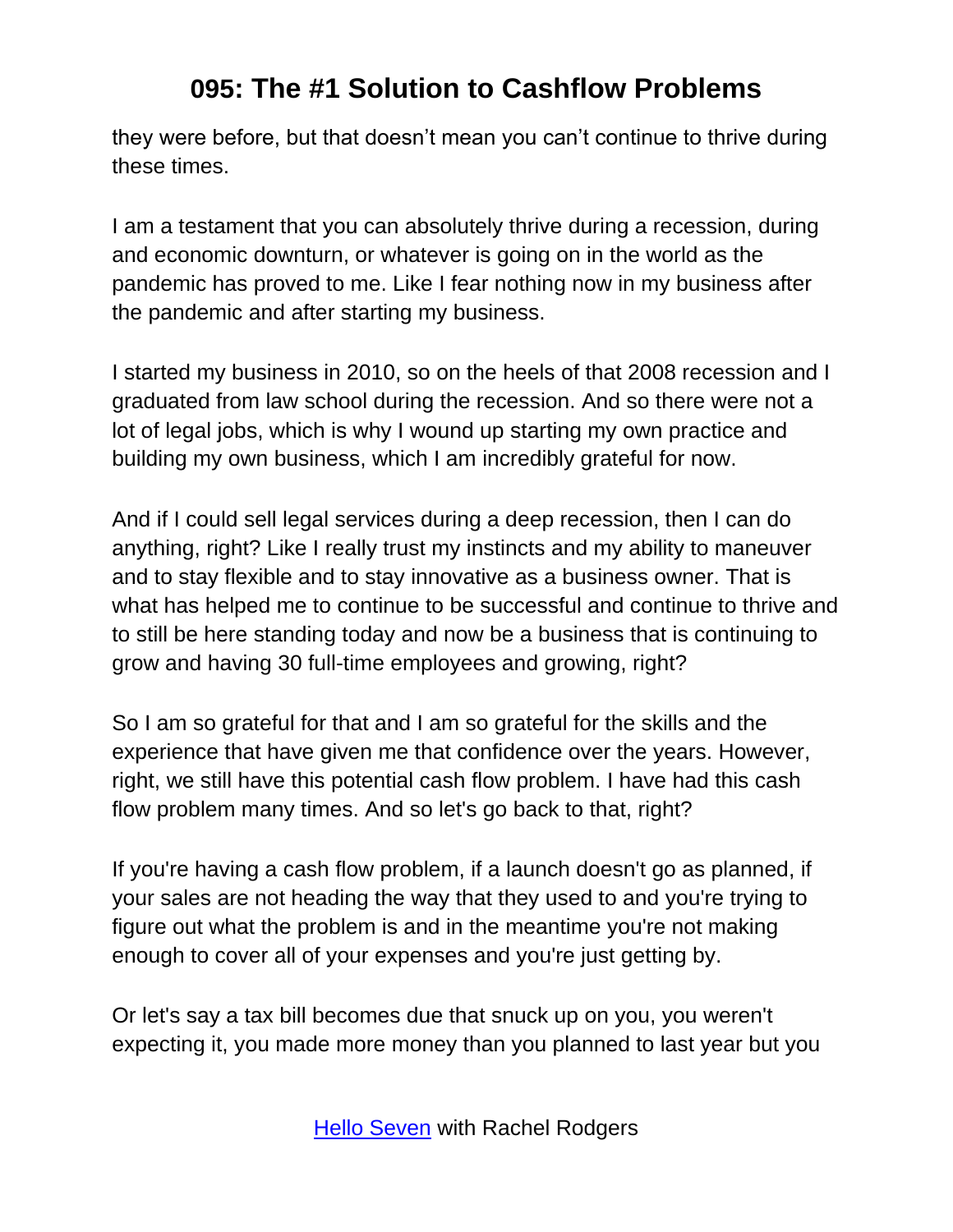they were before, but that doesn't mean you can't continue to thrive during these times.

I am a testament that you can absolutely thrive during a recession, during and economic downturn, or whatever is going on in the world as the pandemic has proved to me. Like I fear nothing now in my business after the pandemic and after starting my business.

I started my business in 2010, so on the heels of that 2008 recession and I graduated from law school during the recession. And so there were not a lot of legal jobs, which is why I wound up starting my own practice and building my own business, which I am incredibly grateful for now.

And if I could sell legal services during a deep recession, then I can do anything, right? Like I really trust my instincts and my ability to maneuver and to stay flexible and to stay innovative as a business owner. That is what has helped me to continue to be successful and continue to thrive and to still be here standing today and now be a business that is continuing to grow and having 30 full-time employees and growing, right?

So I am so grateful for that and I am so grateful for the skills and the experience that have given me that confidence over the years. However, right, we still have this potential cash flow problem. I have had this cash flow problem many times. And so let's go back to that, right?

If you're having a cash flow problem, if a launch doesn't go as planned, if your sales are not heading the way that they used to and you're trying to figure out what the problem is and in the meantime you're not making enough to cover all of your expenses and you're just getting by.

Or let's say a tax bill becomes due that snuck up on you, you weren't expecting it, you made more money than you planned to last year but you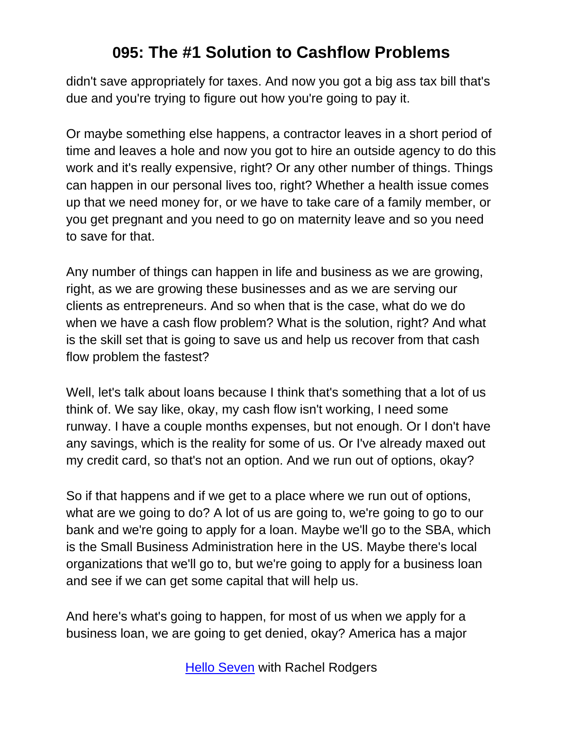didn't save appropriately for taxes. And now you got a big ass tax bill that's due and you're trying to figure out how you're going to pay it.

Or maybe something else happens, a contractor leaves in a short period of time and leaves a hole and now you got to hire an outside agency to do this work and it's really expensive, right? Or any other number of things. Things can happen in our personal lives too, right? Whether a health issue comes up that we need money for, or we have to take care of a family member, or you get pregnant and you need to go on maternity leave and so you need to save for that.

Any number of things can happen in life and business as we are growing, right, as we are growing these businesses and as we are serving our clients as entrepreneurs. And so when that is the case, what do we do when we have a cash flow problem? What is the solution, right? And what is the skill set that is going to save us and help us recover from that cash flow problem the fastest?

Well, let's talk about loans because I think that's something that a lot of us think of. We say like, okay, my cash flow isn't working, I need some runway. I have a couple months expenses, but not enough. Or I don't have any savings, which is the reality for some of us. Or I've already maxed out my credit card, so that's not an option. And we run out of options, okay?

So if that happens and if we get to a place where we run out of options, what are we going to do? A lot of us are going to, we're going to go to our bank and we're going to apply for a loan. Maybe we'll go to the SBA, which is the Small Business Administration here in the US. Maybe there's local organizations that we'll go to, but we're going to apply for a business loan and see if we can get some capital that will help us.

And here's what's going to happen, for most of us when we apply for a business loan, we are going to get denied, okay? America has a major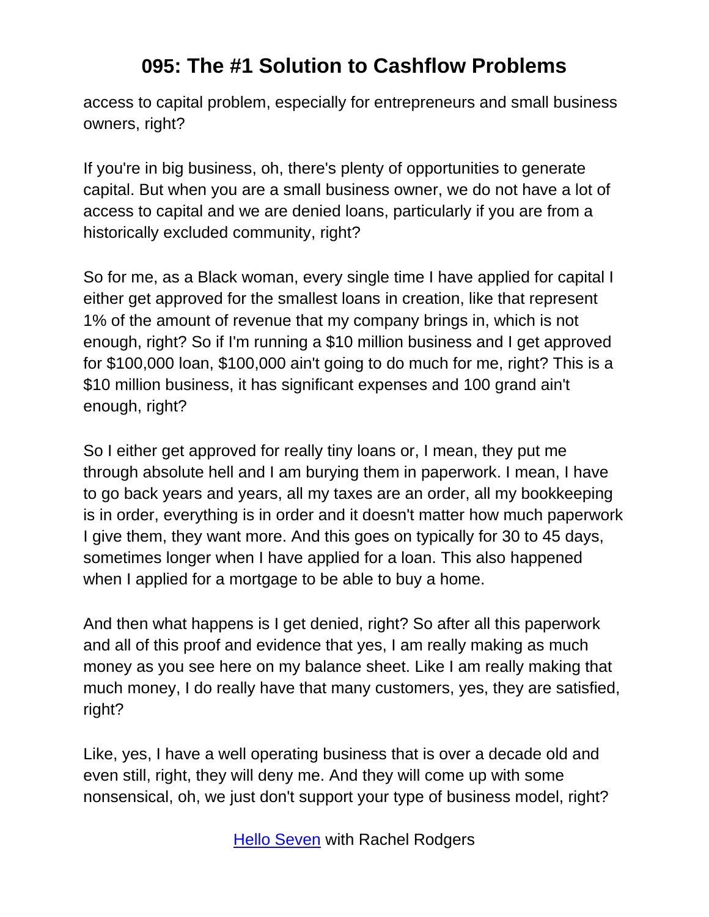access to capital problem, especially for entrepreneurs and small business owners, right?

If you're in big business, oh, there's plenty of opportunities to generate capital. But when you are a small business owner, we do not have a lot of access to capital and we are denied loans, particularly if you are from a historically excluded community, right?

So for me, as a Black woman, every single time I have applied for capital I either get approved for the smallest loans in creation, like that represent 1% of the amount of revenue that my company brings in, which is not enough, right? So if I'm running a $10 million business and I get approved for $100,000 loan, $100,000 ain't going to do much for me, right? This is a $10 million business, it has significant expenses and 100 grand ain't enough, right?

So I either get approved for really tiny loans or, I mean, they put me through absolute hell and I am burying them in paperwork. I mean, I have to go back years and years, all my taxes are an order, all my bookkeeping is in order, everything is in order and it doesn't matter how much paperwork I give them, they want more. And this goes on typically for 30 to 45 days, sometimes longer when I have applied for a loan. This also happened when I applied for a mortgage to be able to buy a home.

And then what happens is I get denied, right? So after all this paperwork and all of this proof and evidence that yes, I am really making as much money as you see here on my balance sheet. Like I am really making that much money, I do really have that many customers, yes, they are satisfied, right?

Like, yes, I have a well operating business that is over a decade old and even still, right, they will deny me. And they will come up with some nonsensical, oh, we just don't support your type of business model, right?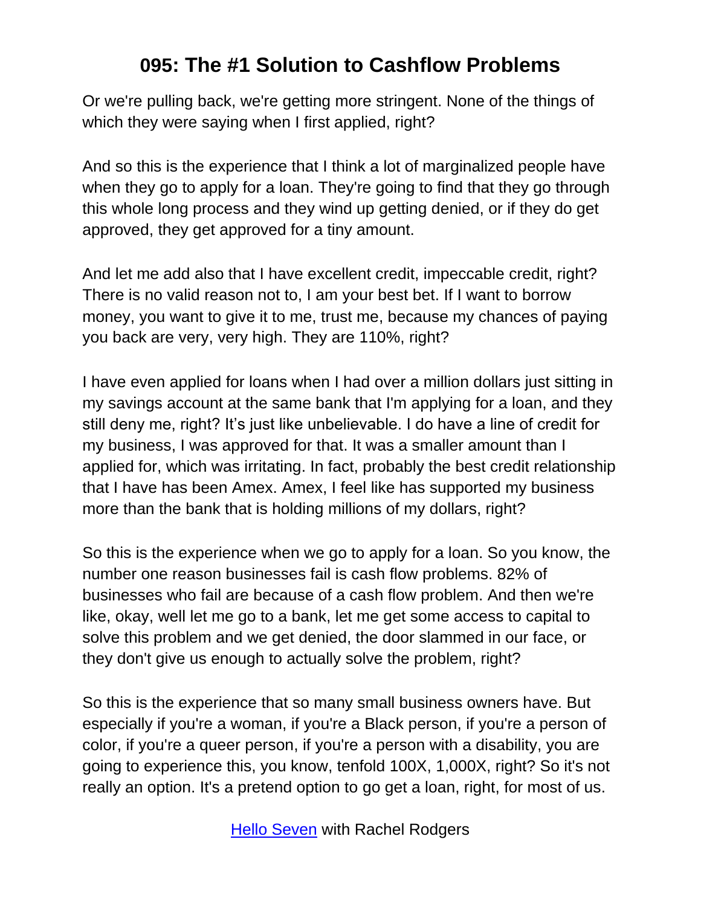Or we're pulling back, we're getting more stringent. None of the things of which they were saying when I first applied, right?

And so this is the experience that I think a lot of marginalized people have when they go to apply for a loan. They're going to find that they go through this whole long process and they wind up getting denied, or if they do get approved, they get approved for a tiny amount.

And let me add also that I have excellent credit, impeccable credit, right? There is no valid reason not to, I am your best bet. If I want to borrow money, you want to give it to me, trust me, because my chances of paying you back are very, very high. They are 110%, right?

I have even applied for loans when I had over a million dollars just sitting in my savings account at the same bank that I'm applying for a loan, and they still deny me, right? It's just like unbelievable. I do have a line of credit for my business, I was approved for that. It was a smaller amount than I applied for, which was irritating. In fact, probably the best credit relationship that I have has been Amex. Amex, I feel like has supported my business more than the bank that is holding millions of my dollars, right?

So this is the experience when we go to apply for a loan. So you know, the number one reason businesses fail is cash flow problems. 82% of businesses who fail are because of a cash flow problem. And then we're like, okay, well let me go to a bank, let me get some access to capital to solve this problem and we get denied, the door slammed in our face, or they don't give us enough to actually solve the problem, right?

So this is the experience that so many small business owners have. But especially if you're a woman, if you're a Black person, if you're a person of color, if you're a queer person, if you're a person with a disability, you are going to experience this, you know, tenfold 100X, 1,000X, right? So it's not really an option. It's a pretend option to go get a loan, right, for most of us.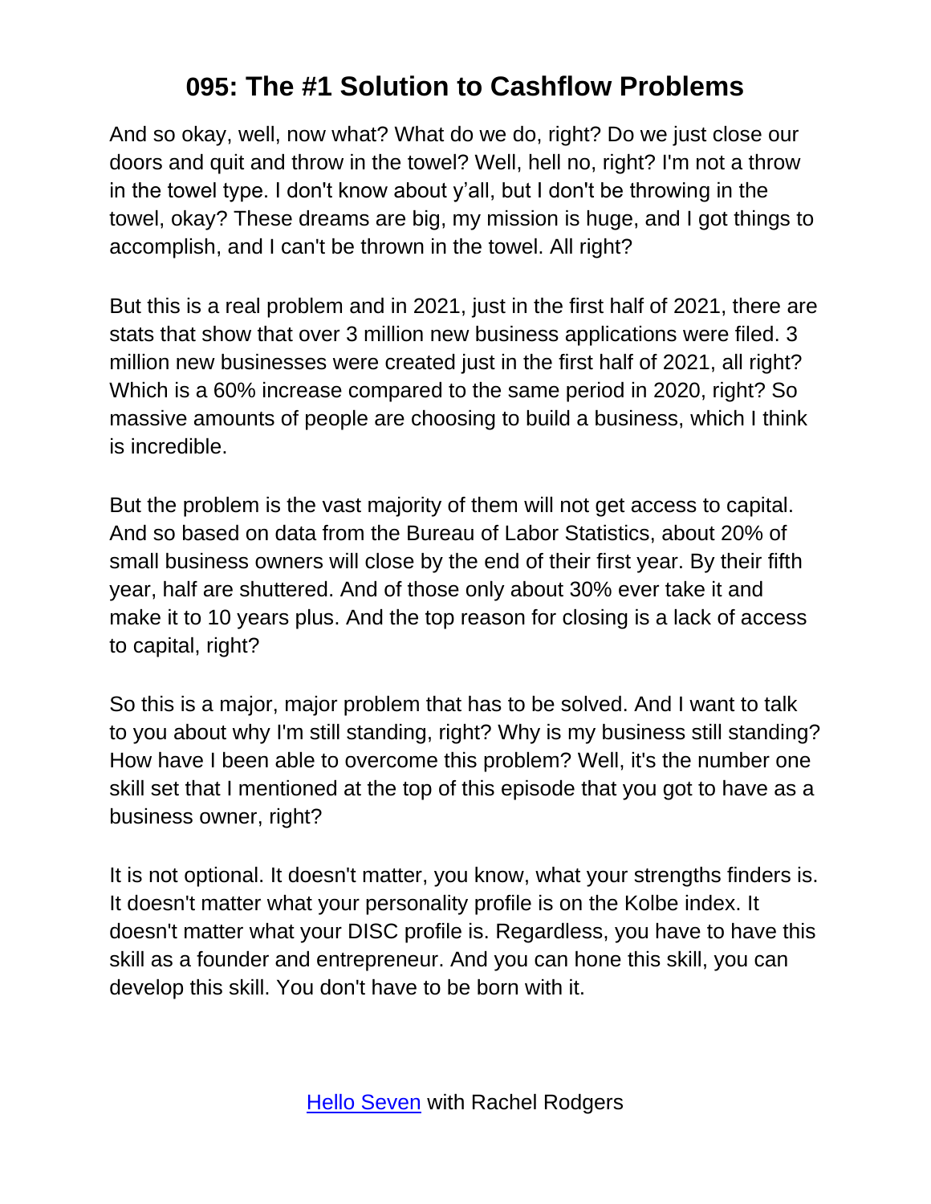# 095: The #1 Solution to Cashflow Problems

And so okay, well, now what? What do we do, right? Do we just close our doors and quit and throw in the towel? Well, hell no, right? I'm not a throw in the towel type. I don't know about y'all, but I don't be throwing in the towel, okay? These dreams are big, my mission is huge, and I got things to accomplish, and I can't be thrown in the towel. All right?

But this is a real problem and in 2021, just in the first half of 2021, there are stats that show that over 3 million new business applications were filed. 3 million new businesses were created just in the first half of 2021, all right? Which is a 60% increase compared to the same period in 2020, right? So massive amounts of people are choosing to build a business, which I think is incredible.

But the problem is the vast majority of them will not get access to capital. And so based on data from the Bureau of Labor Statistics, about 20% of small business owners will close by the end of their first year. By their fifth year, half are shuttered. And of those only about 30% ever take it and make it to 10 years plus. And the top reason for closing is a lack of access to capital, right?

So this is a major, major problem that has to be solved. And I want to talk to you about why I'm still standing, right? Why is my business still standing? How have I been able to overcome this problem? Well, it's the number one skill set that I mentioned at the top of this episode that you got to have as a business owner, right?

It is not optional. It doesn't matter, you know, what your strengths finders is. It doesn't matter what your personality profile is on the Kolbe index. It doesn't matter what your DISC profile is. Regardless, you have to have this skill as a founder and entrepreneur. And you can hone this skill, you can develop this skill. You don't have to be born with it.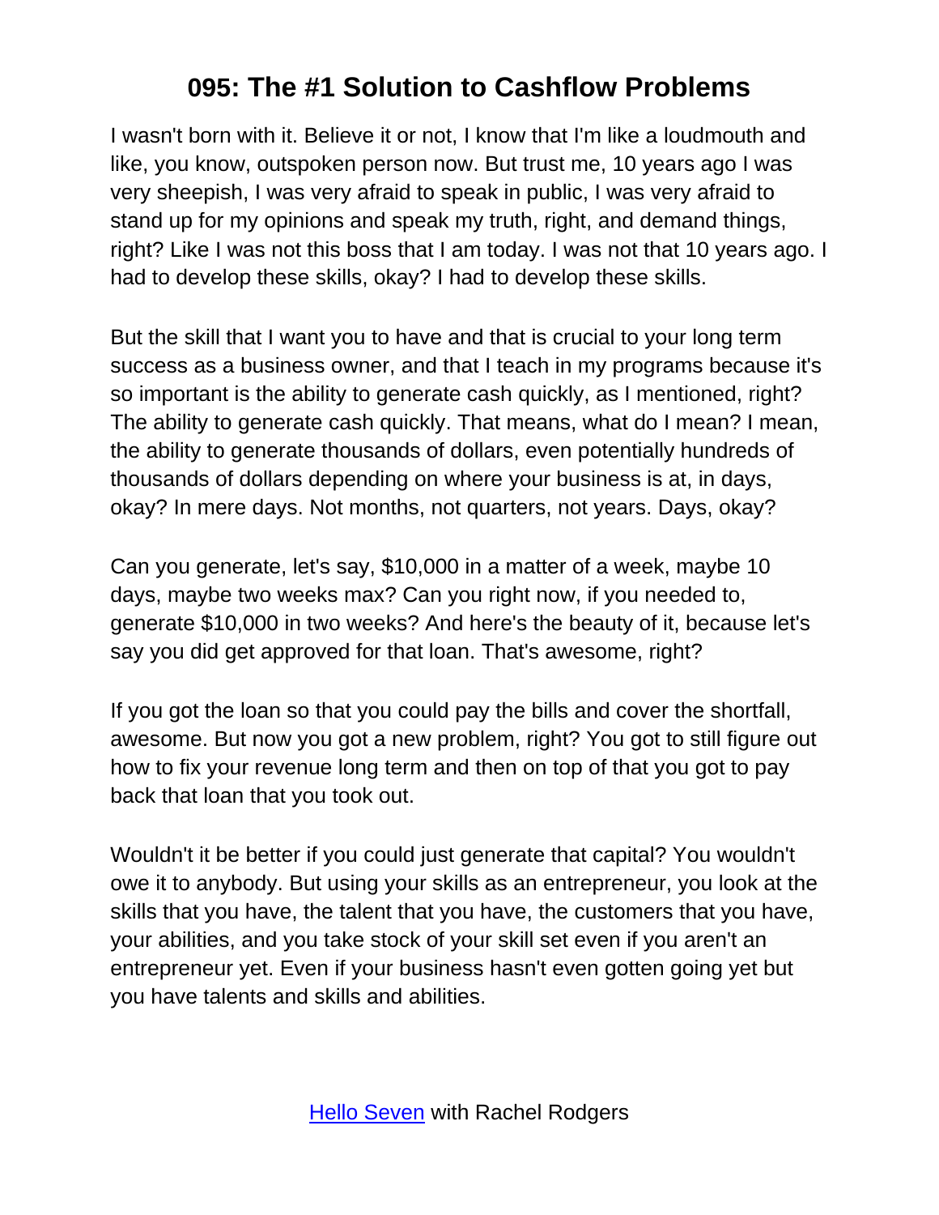# 095: The #1 Solution to Cashflow Problems

I wasn't born with it. Believe it or not, I know that I'm like a loudmouth and like, you know, outspoken person now. But trust me, 10 years ago I was very sheepish, I was very afraid to speak in public, I was very afraid to stand up for my opinions and speak my truth, right, and demand things, right? Like I was not this boss that I am today. I was not that 10 years ago. I had to develop these skills, okay? I had to develop these skills.

But the skill that I want you to have and that is crucial to your long term success as a business owner, and that I teach in my programs because it's so important is the ability to generate cash quickly, as I mentioned, right? The ability to generate cash quickly. That means, what do I mean? I mean, the ability to generate thousands of dollars, even potentially hundreds of thousands of dollars depending on where your business is at, in days, okay? In mere days. Not months, not quarters, not years. Days, okay?

Can you generate, let's say, $10,000 in a matter of a week, maybe 10 days, maybe two weeks max? Can you right now, if you needed to, generate $10,000 in two weeks? And here's the beauty of it, because let's say you did get approved for that loan. That's awesome, right?

If you got the loan so that you could pay the bills and cover the shortfall, awesome. But now you got a new problem, right? You got to still figure out how to fix your revenue long term and then on top of that you got to pay back that loan that you took out.

Wouldn't it be better if you could just generate that capital? You wouldn't owe it to anybody. But using your skills as an entrepreneur, you look at the skills that you have, the talent that you have, the customers that you have, your abilities, and you take stock of your skill set even if you aren't an entrepreneur yet. Even if your business hasn't even gotten going yet but you have talents and skills and abilities.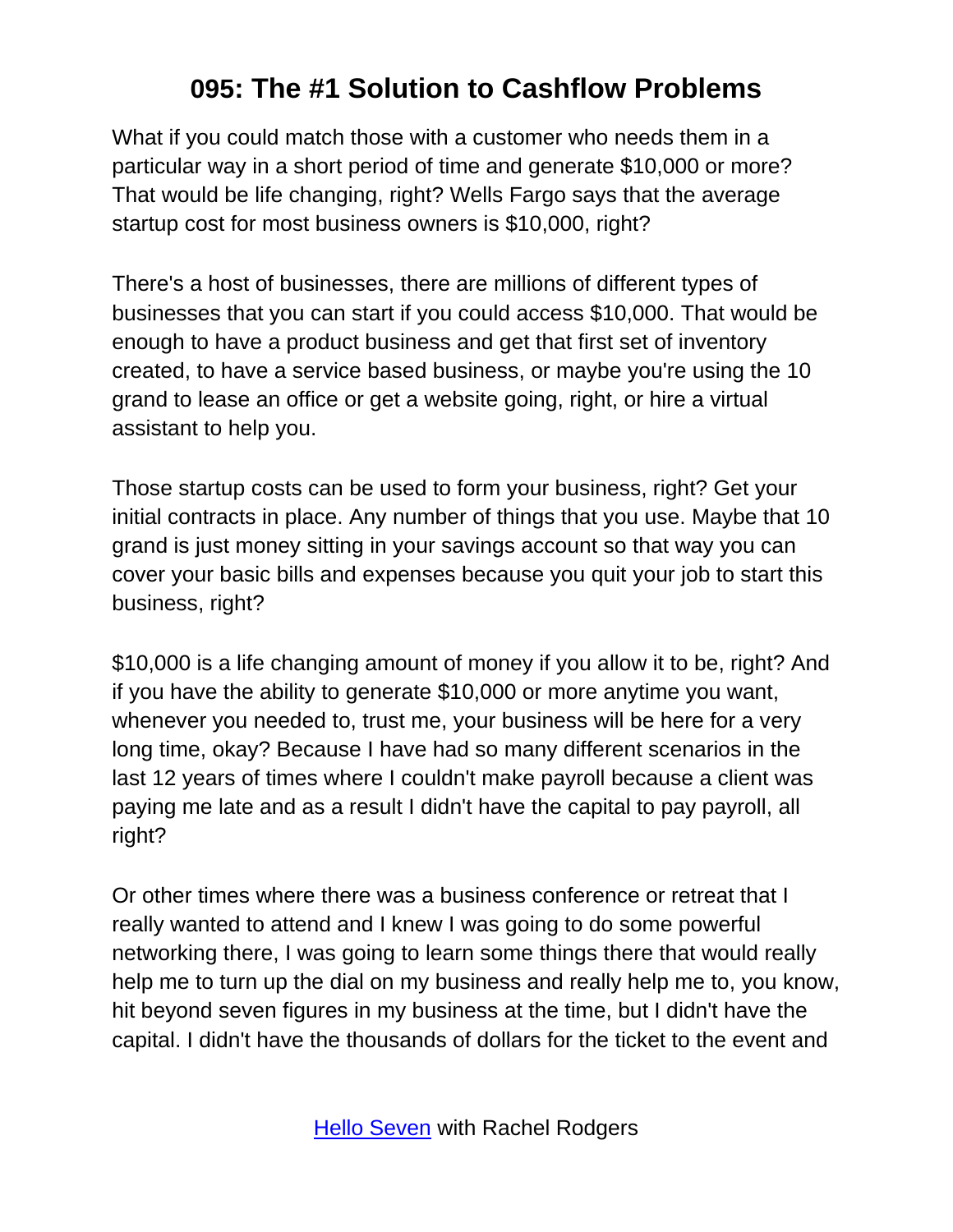What if you could match those with a customer who needs them in a particular way in a short period of time and generate $10,000 or more? That would be life changing, right? Wells Fargo says that the average startup cost for most business owners is $10,000, right?

There's a host of businesses, there are millions of different types of businesses that you can start if you could access $10,000. That would be enough to have a product business and get that first set of inventory created, to have a service based business, or maybe you're using the 10 grand to lease an office or get a website going, right, or hire a virtual assistant to help you.

Those startup costs can be used to form your business, right? Get your initial contracts in place. Any number of things that you use. Maybe that 10 grand is just money sitting in your savings account so that way you can cover your basic bills and expenses because you quit your job to start this business, right?

$10,000 is a life changing amount of money if you allow it to be, right? And if you have the ability to generate $10,000 or more anytime you want, whenever you needed to, trust me, your business will be here for a very long time, okay? Because I have had so many different scenarios in the last 12 years of times where I couldn't make payroll because a client was paying me late and as a result I didn't have the capital to pay payroll, all right?

Or other times where there was a business conference or retreat that I really wanted to attend and I knew I was going to do some powerful networking there, I was going to learn some things there that would really help me to turn up the dial on my business and really help me to, you know, hit beyond seven figures in my business at the time, but I didn't have the capital. I didn't have the thousands of dollars for the ticket to the event and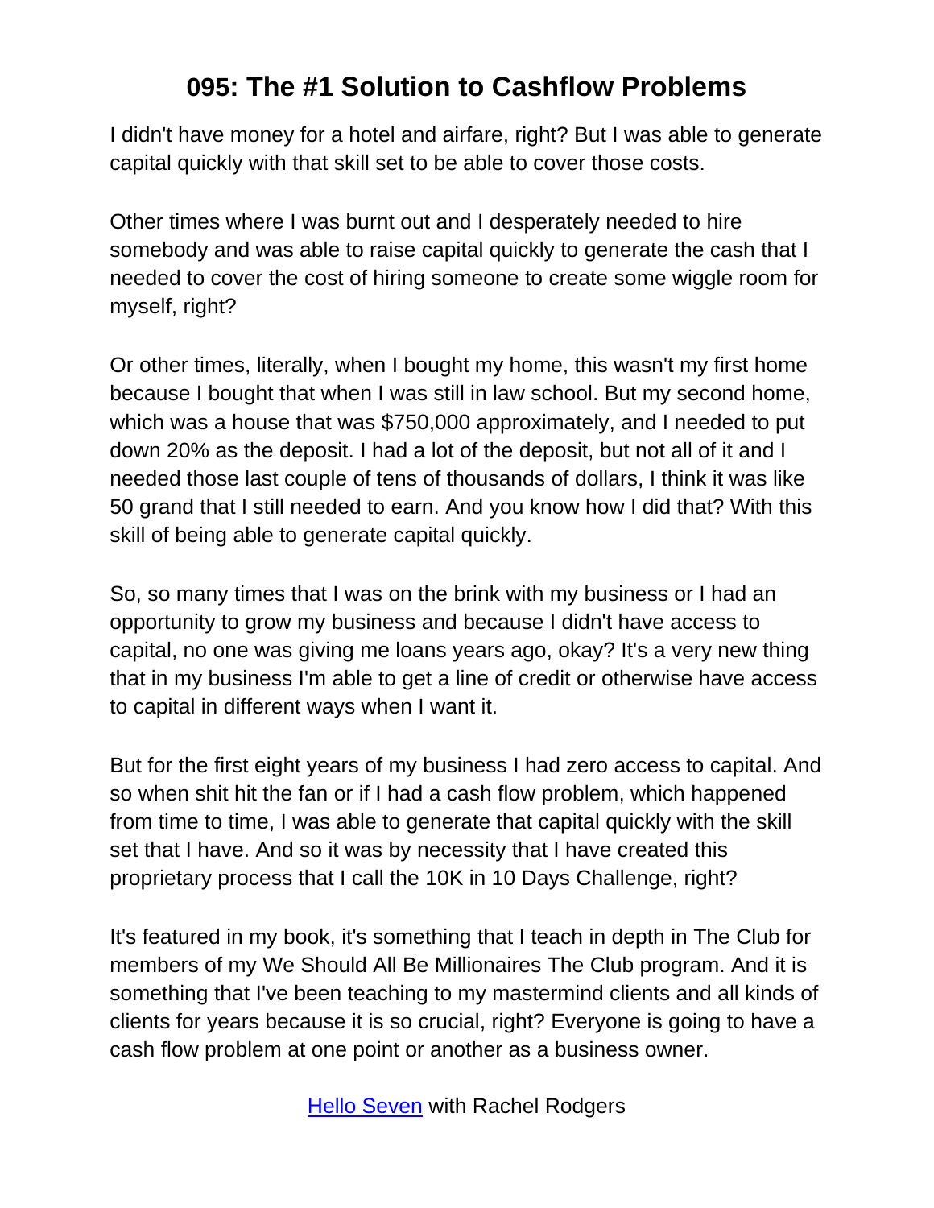I didn't have money for a hotel and airfare, right? But I was able to generate capital quickly with that skill set to be able to cover those costs.

Other times where I was burnt out and I desperately needed to hire somebody and was able to raise capital quickly to generate the cash that I needed to cover the cost of hiring someone to create some wiggle room for myself, right?

Or other times, literally, when I bought my home, this wasn't my first home because I bought that when I was still in law school. But my second home, which was a house that was $750,000 approximately, and I needed to put down 20% as the deposit. I had a lot of the deposit, but not all of it and I needed those last couple of tens of thousands of dollars, I think it was like 50 grand that I still needed to earn. And you know how I did that? With this skill of being able to generate capital quickly.

So, so many times that I was on the brink with my business or I had an opportunity to grow my business and because I didn't have access to capital, no one was giving me loans years ago, okay? It's a very new thing that in my business I'm able to get a line of credit or otherwise have access to capital in different ways when I want it.

But for the first eight years of my business I had zero access to capital. And so when shit hit the fan or if I had a cash flow problem, which happened from time to time, I was able to generate that capital quickly with the skill set that I have. And so it was by necessity that I have created this proprietary process that I call the 10K in 10 Days Challenge, right?

It's featured in my book, it's something that I teach in depth in The Club for members of my We Should All Be Millionaires The Club program. And it is something that I've been teaching to my mastermind clients and all kinds of clients for years because it is so crucial, right? Everyone is going to have a cash flow problem at one point or another as a business owner.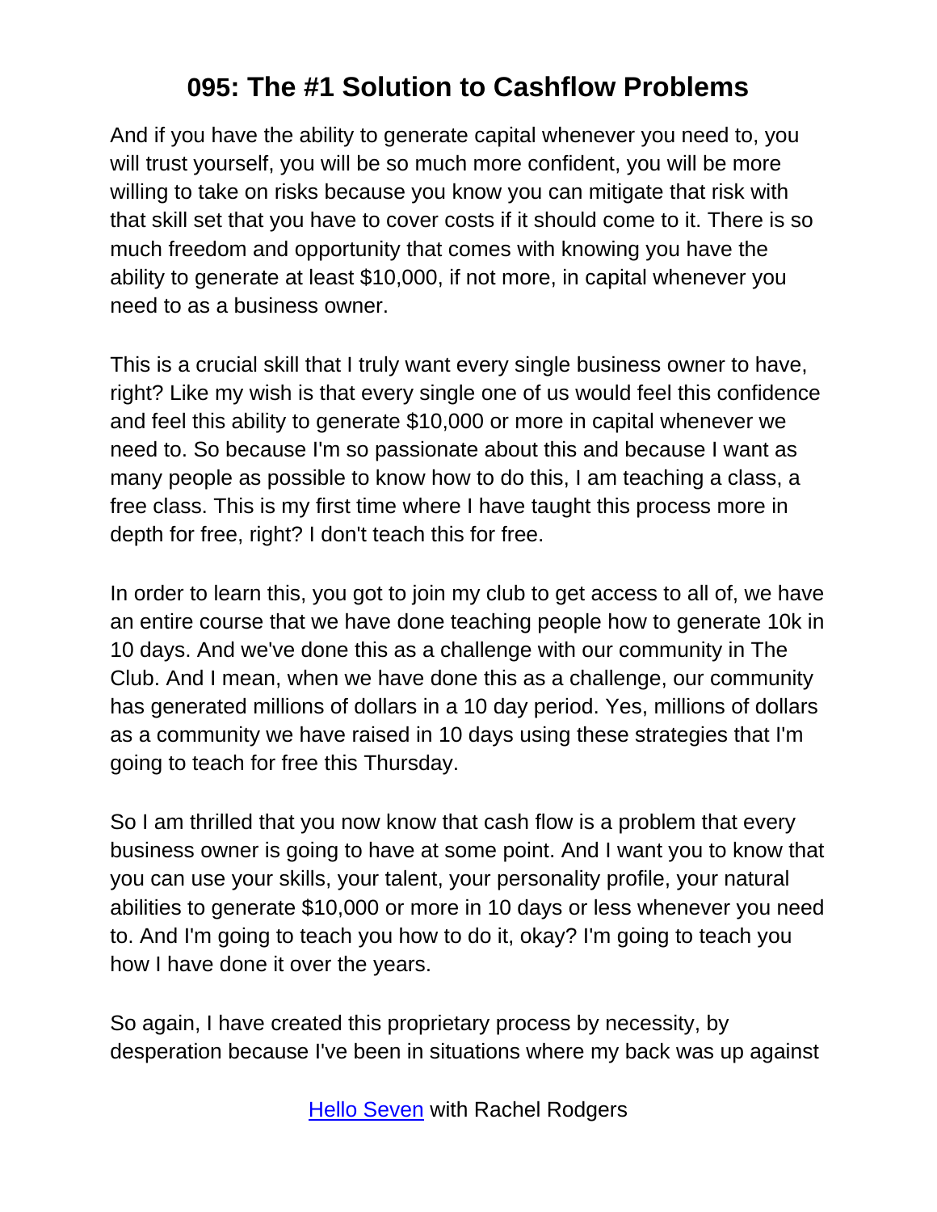And if you have the ability to generate capital whenever you need to, you will trust yourself, you will be so much more confident, you will be more willing to take on risks because you know you can mitigate that risk with that skill set that you have to cover costs if it should come to it. There is so much freedom and opportunity that comes with knowing you have the ability to generate at least $10,000, if not more, in capital whenever you need to as a business owner.

This is a crucial skill that I truly want every single business owner to have, right? Like my wish is that every single one of us would feel this confidence and feel this ability to generate $10,000 or more in capital whenever we need to. So because I'm so passionate about this and because I want as many people as possible to know how to do this, I am teaching a class, a free class. This is my first time where I have taught this process more in depth for free, right? I don't teach this for free.

In order to learn this, you got to join my club to get access to all of, we have an entire course that we have done teaching people how to generate 10k in 10 days. And we've done this as a challenge with our community in The Club. And I mean, when we have done this as a challenge, our community has generated millions of dollars in a 10 day period. Yes, millions of dollars as a community we have raised in 10 days using these strategies that I'm going to teach for free this Thursday.

So I am thrilled that you now know that cash flow is a problem that every business owner is going to have at some point. And I want you to know that you can use your skills, your talent, your personality profile, your natural abilities to generate $10,000 or more in 10 days or less whenever you need to. And I'm going to teach you how to do it, okay? I'm going to teach you how I have done it over the years.

So again, I have created this proprietary process by necessity, by desperation because I've been in situations where my back was up against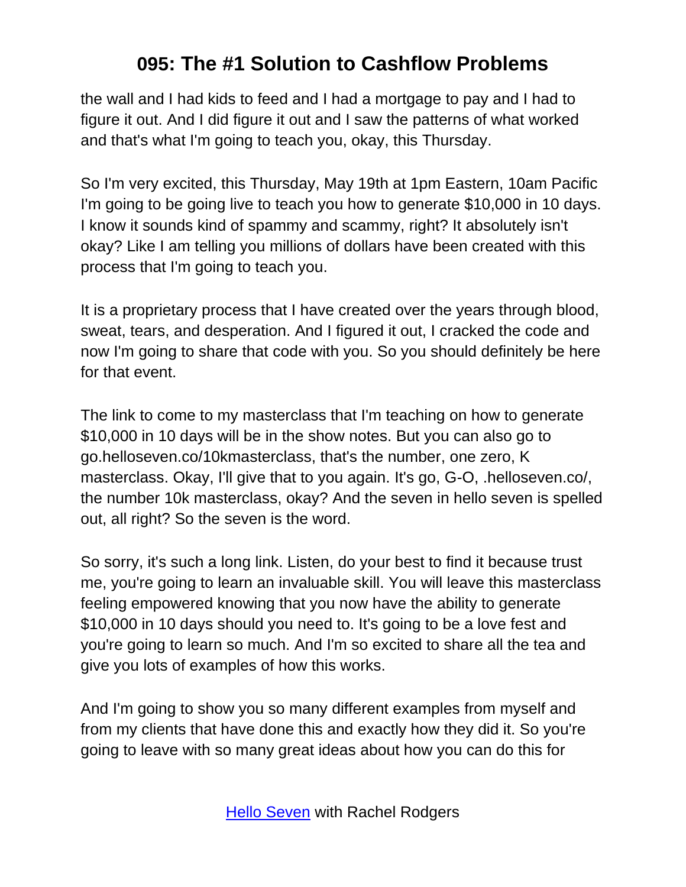the wall and I had kids to feed and I had a mortgage to pay and I had to figure it out. And I did figure it out and I saw the patterns of what worked and that's what I'm going to teach you, okay, this Thursday.

So I'm very excited, this Thursday, May 19th at 1pm Eastern, 10am Pacific I'm going to be going live to teach you how to generate $10,000 in 10 days. I know it sounds kind of spammy and scammy, right? It absolutely isn't okay? Like I am telling you millions of dollars have been created with this process that I'm going to teach you.

It is a proprietary process that I have created over the years through blood, sweat, tears, and desperation. And I figured it out, I cracked the code and now I'm going to share that code with you. So you should definitely be here for that event.

The link to come to my masterclass that I'm teaching on how to generate $10,000 in 10 days will be in the show notes. But you can also go to go.helloseven.co/10kmasterclass, that's the number, one zero, K masterclass. Okay, I'll give that to you again. It's go, G-O, .helloseven.co/, the number 10k masterclass, okay? And the seven in hello seven is spelled out, all right? So the seven is the word.

So sorry, it's such a long link. Listen, do your best to find it because trust me, you're going to learn an invaluable skill. You will leave this masterclass feeling empowered knowing that you now have the ability to generate $10,000 in 10 days should you need to. It's going to be a love fest and you're going to learn so much. And I'm so excited to share all the tea and give you lots of examples of how this works.

And I'm going to show you so many different examples from myself and from my clients that have done this and exactly how they did it. So you're going to leave with so many great ideas about how you can do this for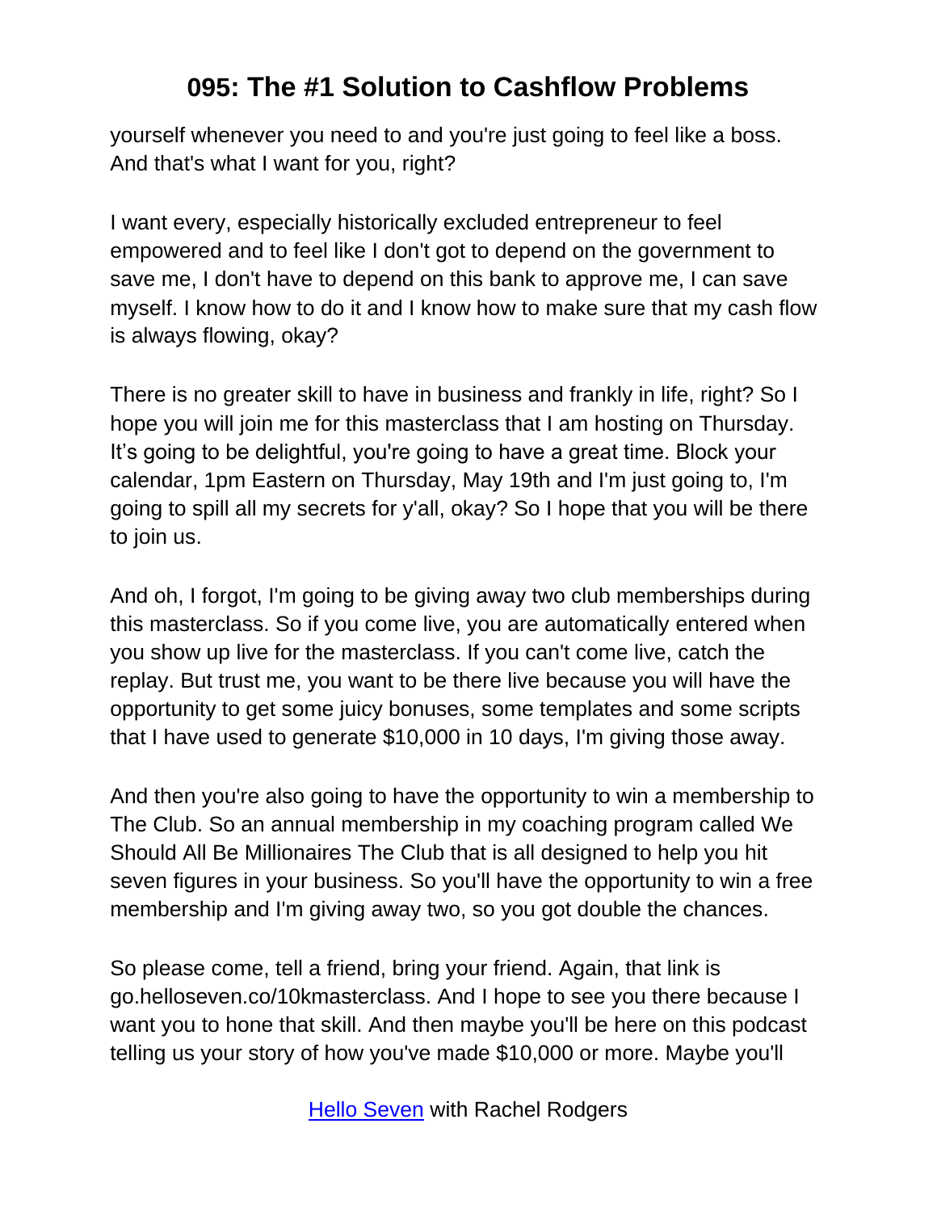yourself whenever you need to and you're just going to feel like a boss. And that's what I want for you, right?

I want every, especially historically excluded entrepreneur to feel empowered and to feel like I don't got to depend on the government to save me, I don't have to depend on this bank to approve me, I can save myself. I know how to do it and I know how to make sure that my cash flow is always flowing, okay?

There is no greater skill to have in business and frankly in life, right? So I hope you will join me for this masterclass that I am hosting on Thursday. It's going to be delightful, you're going to have a great time. Block your calendar, 1pm Eastern on Thursday, May 19th and I'm just going to, I'm going to spill all my secrets for y'all, okay? So I hope that you will be there to join us.

And oh, I forgot, I'm going to be giving away two club memberships during this masterclass. So if you come live, you are automatically entered when you show up live for the masterclass. If you can't come live, catch the replay. But trust me, you want to be there live because you will have the opportunity to get some juicy bonuses, some templates and some scripts that I have used to generate $10,000 in 10 days, I'm giving those away.

And then you're also going to have the opportunity to win a membership to The Club. So an annual membership in my coaching program called We Should All Be Millionaires The Club that is all designed to help you hit seven figures in your business. So you'll have the opportunity to win a free membership and I'm giving away two, so you got double the chances.

So please come, tell a friend, bring your friend. Again, that link is go.helloseven.co/10kmasterclass. And I hope to see you there because I want you to hone that skill. And then maybe you'll be here on this podcast telling us your story of how you've made $10,000 or more. Maybe you'll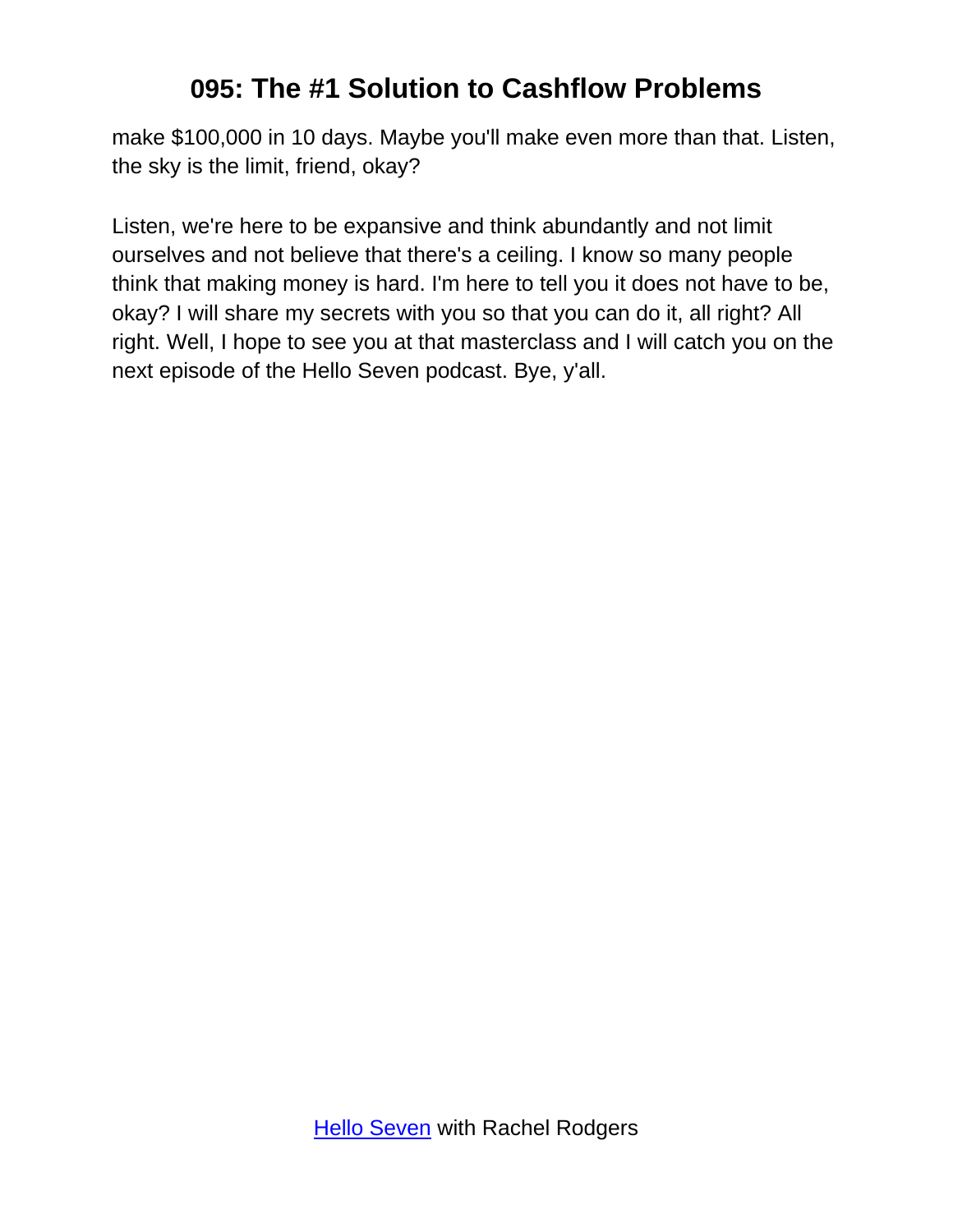make $100,000 in 10 days. Maybe you'll make even more than that. Listen, the sky is the limit, friend, okay?

Listen, we're here to be expansive and think abundantly and not limit ourselves and not believe that there's a ceiling. I know so many people think that making money is hard. I'm here to tell you it does not have to be, okay? I will share my secrets with you so that you can do it, all right? All right. Well, I hope to see you at that masterclass and I will catch you on the next episode of the Hello Seven podcast. Bye, y'all.